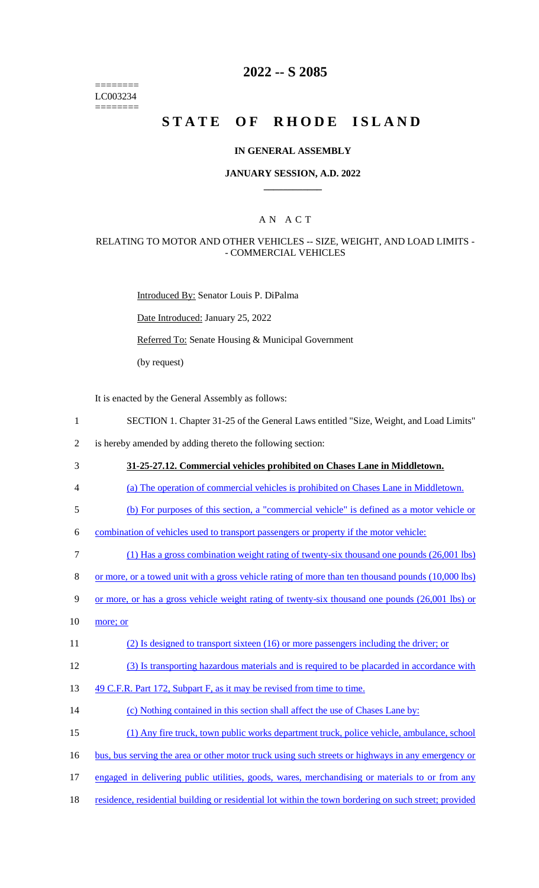========
LC003234
========

# 2022 -- S 2085

# STATE OF RHODE ISLAND

## IN GENERAL ASSEMBLY

### JANUARY SESSION, A.D. 2022

### A N A C T

### RELATING TO MOTOR AND OTHER VEHICLES -- SIZE, WEIGHT, AND LOAD LIMITS -- COMMERCIAL VEHICLES

Introduced By: Senator Louis P. DiPalma

Date Introduced: January 25, 2022

Referred To: Senate Housing & Municipal Government

(by request)

It is enacted by the General Assembly as follows:

1 SECTION 1. Chapter 31-25 of the General Laws entitled "Size, Weight, and Load Limits"
2 is hereby amended by adding thereto the following section:

3 **31-25-27.12. Commercial vehicles prohibited on Chases Lane in Middletown.**

4 (a) The operation of commercial vehicles is prohibited on Chases Lane in Middletown.

5 (b) For purposes of this section, a "commercial vehicle" is defined as a motor vehicle or
6 combination of vehicles used to transport passengers or property if the motor vehicle:

7 (1) Has a gross combination weight rating of twenty-six thousand one pounds (26,001 lbs)
8 or more, or a towed unit with a gross vehicle rating of more than ten thousand pounds (10,000 lbs)
9 or more, or has a gross vehicle weight rating of twenty-six thousand one pounds (26,001 lbs) or
10 more; or

11 (2) Is designed to transport sixteen (16) or more passengers including the driver; or

12 (3) Is transporting hazardous materials and is required to be placarded in accordance with
13 49 C.F.R. Part 172, Subpart F, as it may be revised from time to time.

14 (c) Nothing contained in this section shall affect the use of Chases Lane by:

15 (1) Any fire truck, town public works department truck, police vehicle, ambulance, school
16 bus, bus serving the area or other motor truck using such streets or highways in any emergency or
17 engaged in delivering public utilities, goods, wares, merchandising or materials to or from any
18 residence, residential building or residential lot within the town bordering on such street; provided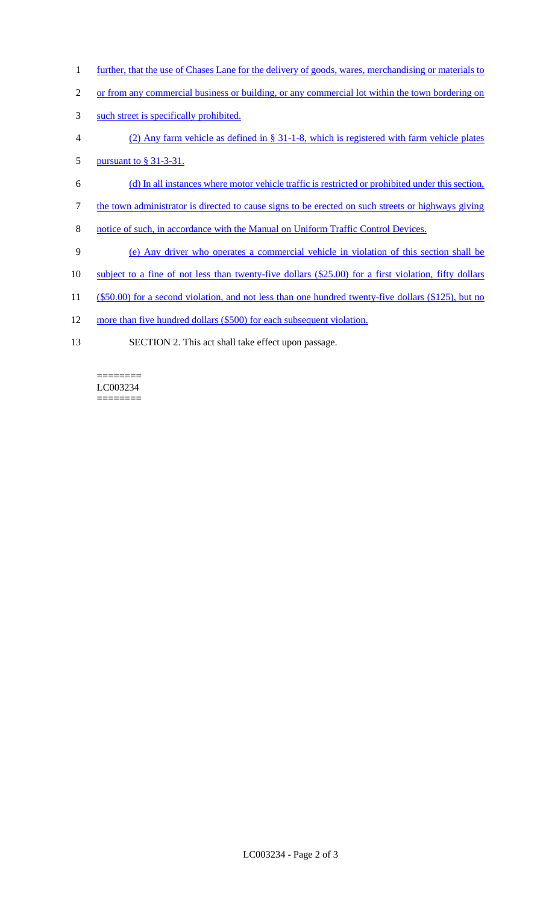further, that the use of Chases Lane for the delivery of goods, wares, merchandising or materials to or from any commercial business or building, or any commercial lot within the town bordering on such street is specifically prohibited.

(2) Any farm vehicle as defined in § 31-1-8, which is registered with farm vehicle plates pursuant to § 31-3-31.

(d) In all instances where motor vehicle traffic is restricted or prohibited under this section, the town administrator is directed to cause signs to be erected on such streets or highways giving notice of such, in accordance with the Manual on Uniform Traffic Control Devices.

(e) Any driver who operates a commercial vehicle in violation of this section shall be subject to a fine of not less than twenty-five dollars ($25.00) for a first violation, fifty dollars ($50.00) for a second violation, and not less than one hundred twenty-five dollars ($125), but no more than five hundred dollars ($500) for each subsequent violation.

SECTION 2. This act shall take effect upon passage.

========
LC003234
========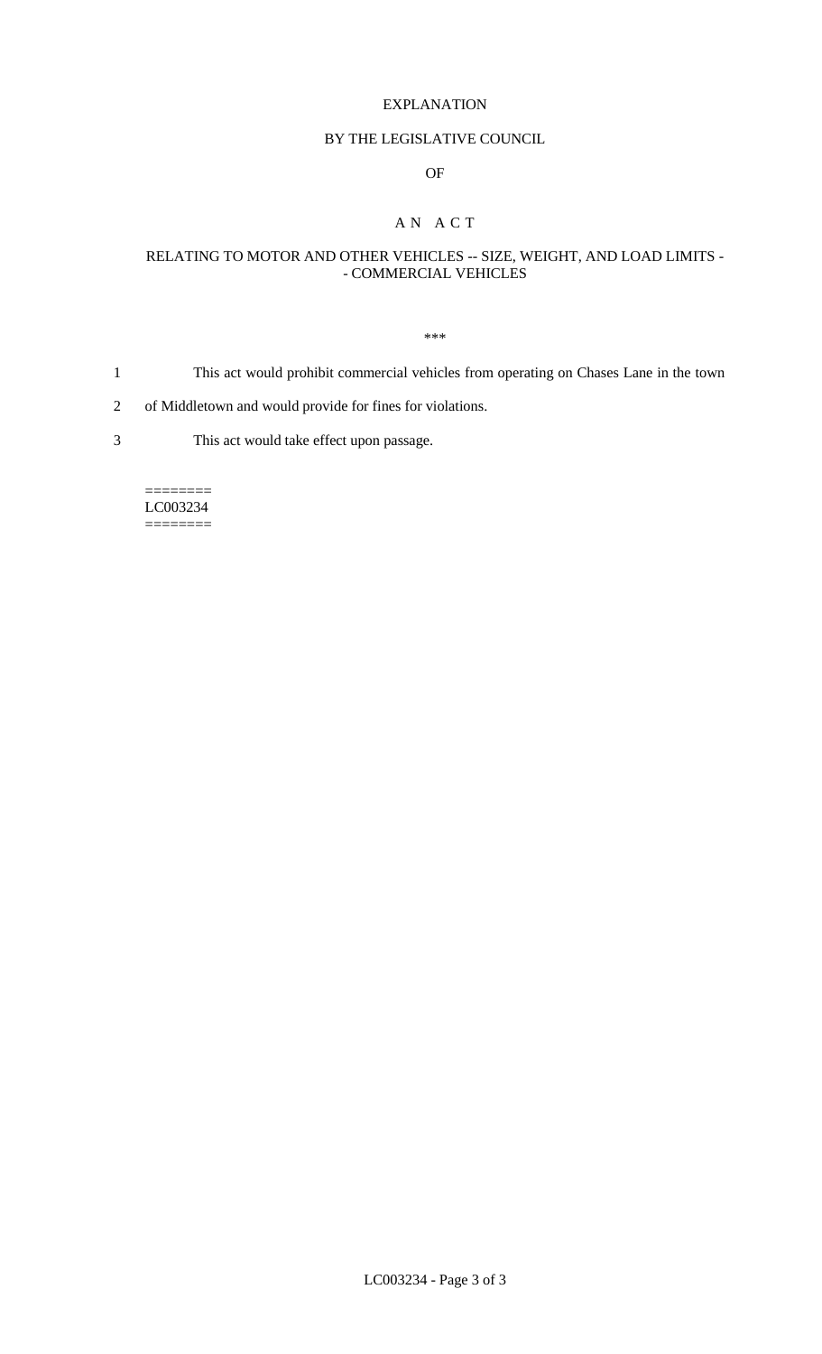EXPLANATION

BY THE LEGISLATIVE COUNCIL

OF

A N A C T

RELATING TO MOTOR AND OTHER VEHICLES -- SIZE, WEIGHT, AND LOAD LIMITS -- COMMERCIAL VEHICLES

***

1 This act would prohibit commercial vehicles from operating on Chases Lane in the town
2 of Middletown and would provide for fines for violations.
3 This act would take effect upon passage.

========
LC003234
========